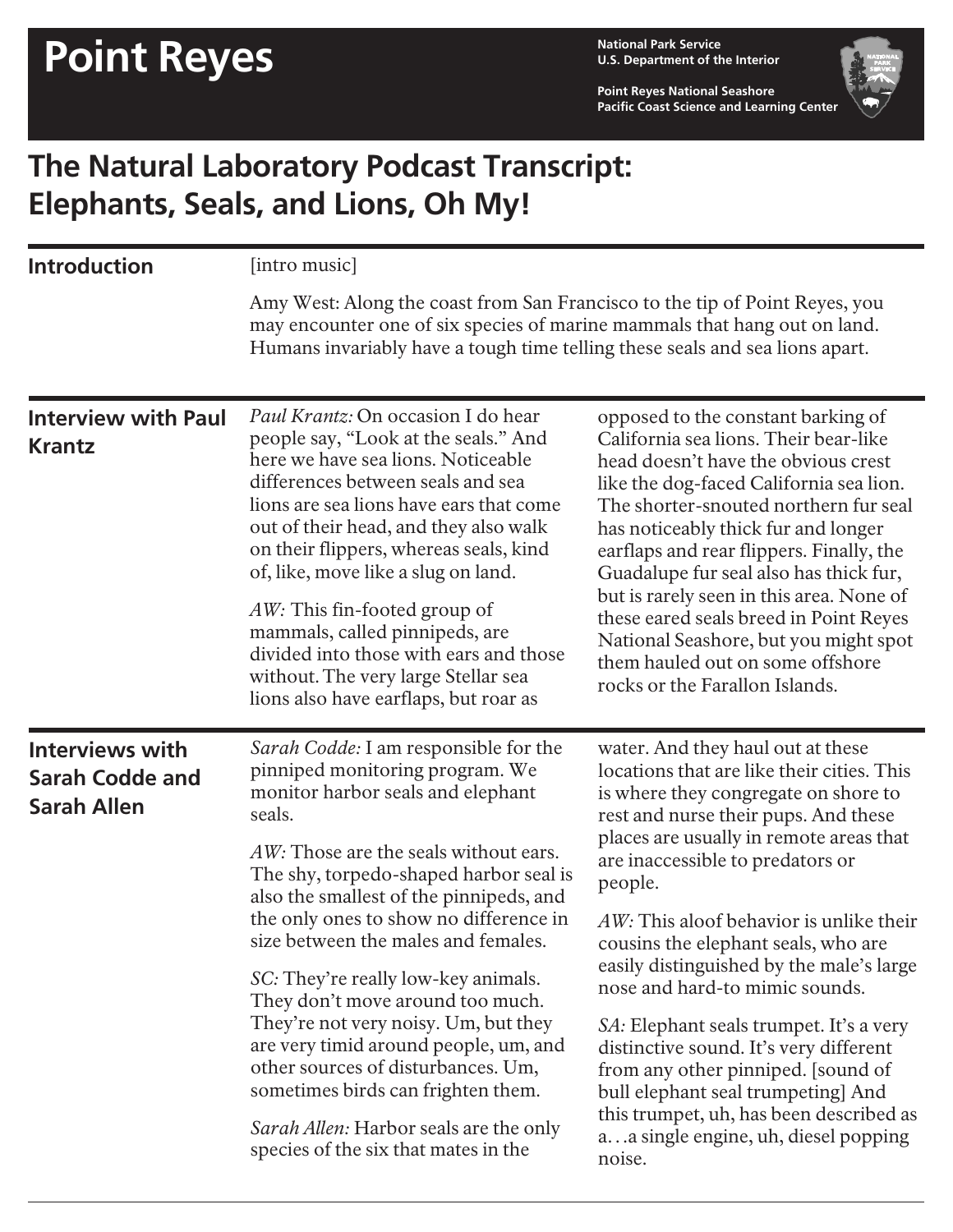# Point Reyes

**National Park Service**
**U.S. Department of the Interior**

**Point Reyes National Seashore**
**Pacific Coast Science and Learning Center**

## The Natural Laboratory Podcast Transcript: Elephants, Seals, and Lions, Oh My!

### Introduction

[intro music]

Amy West: Along the coast from San Francisco to the tip of Point Reyes, you may encounter one of six species of marine mammals that hang out on land. Humans invariably have a tough time telling these seals and sea lions apart.

### Interview with Paul Krantz

*Paul Krantz:* On occasion I do hear people say, "Look at the seals." And here we have sea lions. Noticeable differences between seals and sea lions are sea lions have ears that come out of their head, and they also walk on their flippers, whereas seals, kind of, like, move like a slug on land.

*AW:* This fin-footed group of mammals, called pinnipeds, are divided into those with ears and those without. The very large Stellar sea lions also have earflaps, but roar as opposed to the constant barking of California sea lions. Their bear-like head doesn't have the obvious crest like the dog-faced California sea lion. The shorter-snouted northern fur seal has noticeably thick fur and longer earflaps and rear flippers. Finally, the Guadalupe fur seal also has thick fur, but is rarely seen in this area. None of these eared seals breed in Point Reyes National Seashore, but you might spot them hauled out on some offshore rocks or the Farallon Islands.

### Interviews with Sarah Codde and Sarah Allen

*Sarah Codde:* I am responsible for the pinniped monitoring program. We monitor harbor seals and elephant seals.

*AW:* Those are the seals without ears. The shy, torpedo-shaped harbor seal is also the smallest of the pinnipeds, and the only ones to show no difference in size between the males and females.

*SC:* They're really low-key animals. They don't move around too much. They're not very noisy. Um, but they are very timid around people, um, and other sources of disturbances. Um, sometimes birds can frighten them.

*Sarah Allen:* Harbor seals are the only species of the six that mates in the water. And they haul out at these locations that are like their cities. This is where they congregate on shore to rest and nurse their pups. And these places are usually in remote areas that are inaccessible to predators or people.

*AW:* This aloof behavior is unlike their cousins the elephant seals, who are easily distinguished by the male's large nose and hard-to mimic sounds.

*SA:* Elephant seals trumpet. It's a very distinctive sound. It's very different from any other pinniped. [sound of bull elephant seal trumpeting] And this trumpet, uh, has been described as a. . .a single engine, uh, diesel popping noise.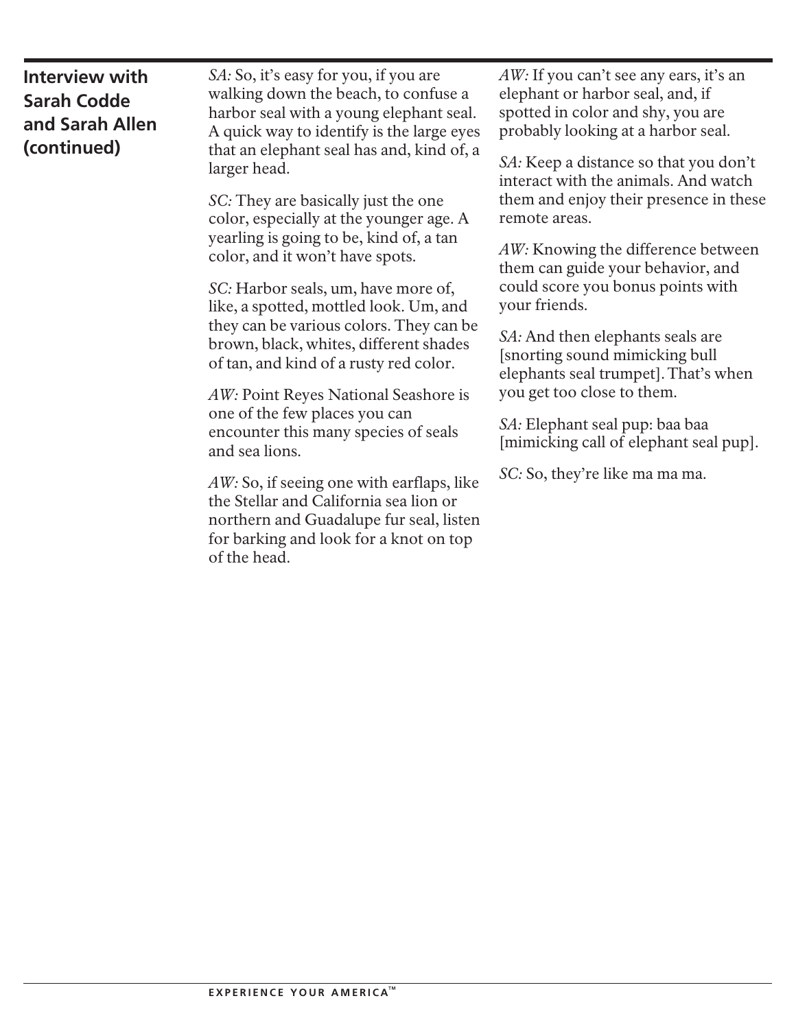## Interview with Sarah Codde and Sarah Allen (continued)

*SA:* So, it's easy for you, if you are walking down the beach, to confuse a harbor seal with a young elephant seal. A quick way to identify is the large eyes that an elephant seal has and, kind of, a larger head.

*SC:* They are basically just the one color, especially at the younger age. A yearling is going to be, kind of, a tan color, and it won't have spots.

*SC:* Harbor seals, um, have more of, like, a spotted, mottled look. Um, and they can be various colors. They can be brown, black, whites, different shades of tan, and kind of a rusty red color.

*AW:* Point Reyes National Seashore is one of the few places you can encounter this many species of seals and sea lions.

*AW:* So, if seeing one with earflaps, like the Stellar and California sea lion or northern and Guadalupe fur seal, listen for barking and look for a knot on top of the head.

*AW:* If you can't see any ears, it's an elephant or harbor seal, and, if spotted in color and shy, you are probably looking at a harbor seal.

*SA:* Keep a distance so that you don't interact with the animals. And watch them and enjoy their presence in these remote areas.

*AW:* Knowing the difference between them can guide your behavior, and could score you bonus points with your friends.

*SA:* And then elephants seals are [snorting sound mimicking bull elephants seal trumpet]. That's when you get too close to them.

*SA:* Elephant seal pup: baa baa [mimicking call of elephant seal pup].

*SC:* So, they're like ma ma ma.